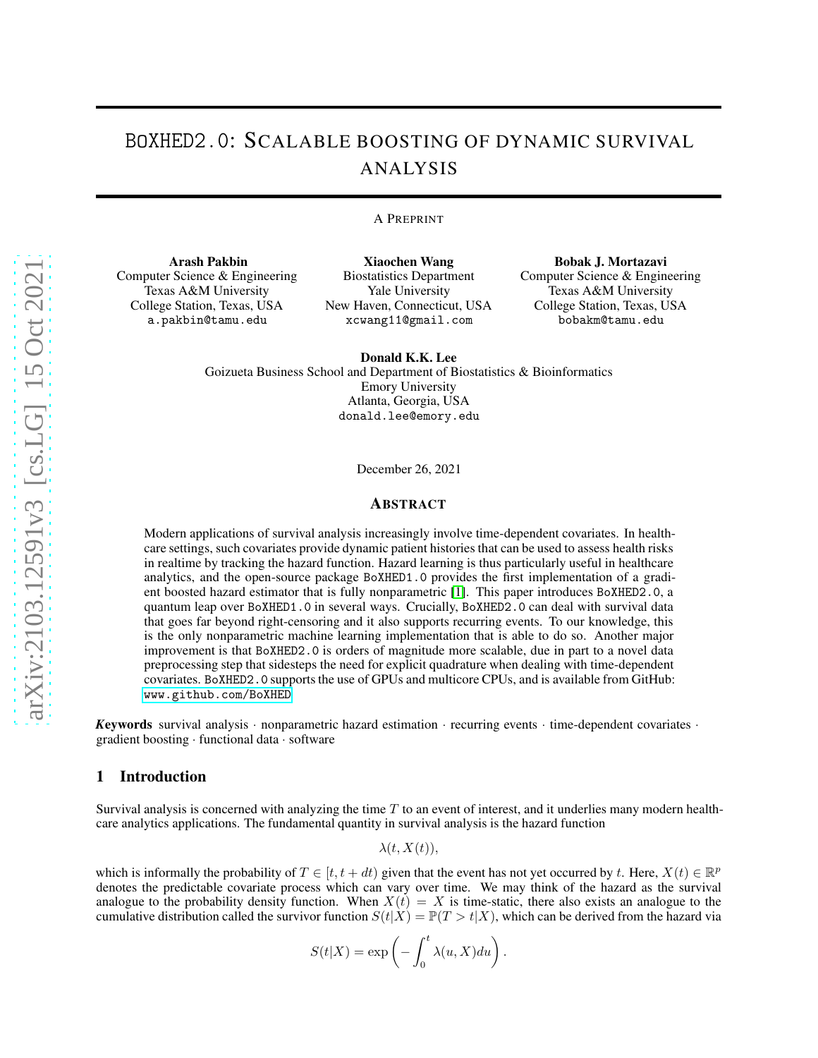# BoXHED2.0: Scalable boosting of dynamic survival analysis

A Preprint

**Arash Pakbin**
Computer Science & Engineering
Texas A&M University
College Station, Texas, USA
a.pakbin@tamu.edu

**Xiaochen Wang**
Biostatistics Department
Yale University
New Haven, Connecticut, USA
xcwang11@gmail.com

**Bobak J. Mortazavi**
Computer Science & Engineering
Texas A&M University
College Station, Texas, USA
bobakm@tamu.edu

**Donald K.K. Lee**
Goizueta Business School and Department of Biostatistics & Bioinformatics
Emory University
Atlanta, Georgia, USA
donald.lee@emory.edu

December 26, 2021

## Abstract

Modern applications of survival analysis increasingly involve time-dependent covariates. In healthcare settings, such covariates provide dynamic patient histories that can be used to assess health risks in realtime by tracking the hazard function. Hazard learning is thus particularly useful in healthcare analytics, and the open-source package `BoXHED1.0` provides the first implementation of a gradient boosted hazard estimator that is fully nonparametric [1]. This paper introduces `BoXHED2.0`, a quantum leap over `BoXHED1.0` in several ways. Crucially, `BoXHED2.0` can deal with survival data that goes far beyond right-censoring and it also supports recurring events. To our knowledge, this is the only nonparametric machine learning implementation that is able to do so. Another major improvement is that `BoXHED2.0` is orders of magnitude more scalable, due in part to a novel data preprocessing step that sidesteps the need for explicit quadrature when dealing with time-dependent covariates. `BoXHED2.0` supports the use of GPUs and multicore CPUs, and is available from GitHub: www.github.com/BoXHED

***Keywords*** survival analysis · nonparametric hazard estimation · recurring events · time-dependent covariates · gradient boosting · functional data · software

## 1 Introduction

Survival analysis is concerned with analyzing the time $T$ to an event of interest, and it underlies many modern healthcare analytics applications. The fundamental quantity in survival analysis is the hazard function

$$\lambda(t, X(t)),$$

which is informally the probability of $T \in [t, t + dt)$ given that the event has not yet occurred by $t$. Here, $X(t) \in \mathbb{R}^p$ denotes the predictable covariate process which can vary over time. We may think of the hazard as the survival analogue to the probability density function. When $X(t) = X$ is time-static, there also exists an analogue to the cumulative distribution called the survivor function $S(t|X) = \mathbb{P}(T > t|X)$, which can be derived from the hazard via

$$S(t|X) = \exp\left(-\int_0^t \lambda(u, X)du\right).$$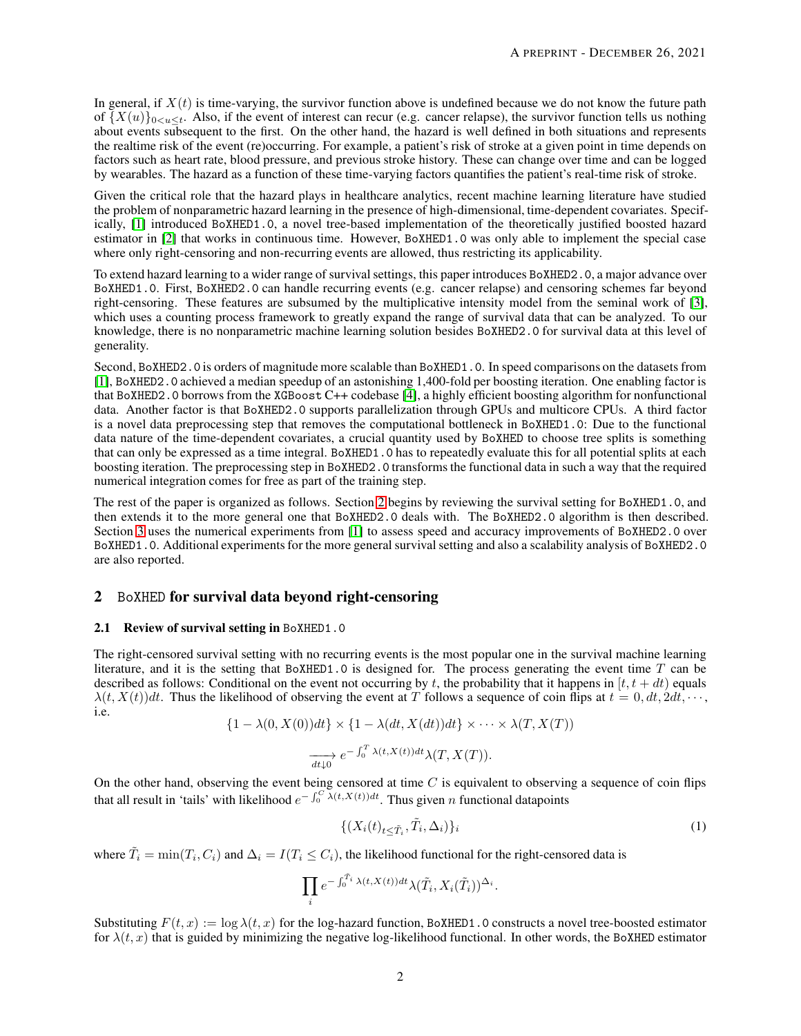In general, if $X(t)$ is time-varying, the survivor function above is undefined because we do not know the future path of $\{X(u)\}_{0<u\leq t}$. Also, if the event of interest can recur (e.g. cancer relapse), the survivor function tells us nothing about events subsequent to the first. On the other hand, the hazard is well defined in both situations and represents the realtime risk of the event (re)occurring. For example, a patient's risk of stroke at a given point in time depends on factors such as heart rate, blood pressure, and previous stroke history. These can change over time and can be logged by wearables. The hazard as a function of these time-varying factors quantifies the patient's real-time risk of stroke.

Given the critical role that the hazard plays in healthcare analytics, recent machine learning literature have studied the problem of nonparametric hazard learning in the presence of high-dimensional, time-dependent covariates. Specifically, [1] introduced BoXHED1.0, a novel tree-based implementation of the theoretically justified boosted hazard estimator in [2] that works in continuous time. However, BoXHED1.0 was only able to implement the special case where only right-censoring and non-recurring events are allowed, thus restricting its applicability.

To extend hazard learning to a wider range of survival settings, this paper introduces BoXHED2.0, a major advance over BoXHED1.0. First, BoXHED2.0 can handle recurring events (e.g. cancer relapse) and censoring schemes far beyond right-censoring. These features are subsumed by the multiplicative intensity model from the seminal work of [3], which uses a counting process framework to greatly expand the range of survival data that can be analyzed. To our knowledge, there is no nonparametric machine learning solution besides BoXHED2.0 for survival data at this level of generality.

Second, BoXHED2.0 is orders of magnitude more scalable than BoXHED1.0. In speed comparisons on the datasets from [1], BoXHED2.0 achieved a median speedup of an astonishing 1,400-fold per boosting iteration. One enabling factor is that BoXHED2.0 borrows from the XGBoost C++ codebase [4], a highly efficient boosting algorithm for nonfunctional data. Another factor is that BoXHED2.0 supports parallelization through GPUs and multicore CPUs. A third factor is a novel data preprocessing step that removes the computational bottleneck in BoXHED1.0: Due to the functional data nature of the time-dependent covariates, a crucial quantity used by BoXHED to choose tree splits is something that can only be expressed as a time integral. BoXHED1.0 has to repeatedly evaluate this for all potential splits at each boosting iteration. The preprocessing step in BoXHED2.0 transforms the functional data in such a way that the required numerical integration comes for free as part of the training step.

The rest of the paper is organized as follows. Section 2 begins by reviewing the survival setting for BoXHED1.0, and then extends it to the more general one that BoXHED2.0 deals with. The BoXHED2.0 algorithm is then described. Section 3 uses the numerical experiments from [1] to assess speed and accuracy improvements of BoXHED2.0 over BoXHED1.0. Additional experiments for the more general survival setting and also a scalability analysis of BoXHED2.0 are also reported.

## 2 BoXHED for survival data beyond right-censoring

### 2.1 Review of survival setting in BoXHED1.0

The right-censored survival setting with no recurring events is the most popular one in the survival machine learning literature, and it is the setting that BoXHED1.0 is designed for. The process generating the event time $T$ can be described as follows: Conditional on the event not occurring by $t$, the probability that it happens in $[t, t+dt)$ equals $\lambda(t, X(t))dt$. Thus the likelihood of observing the event at $T$ follows a sequence of coin flips at $t = 0, dt, 2dt, \cdots$, i.e.

$$\{1 - \lambda(0, X(0))dt\} \times \{1 - \lambda(dt, X(dt))dt\} \times \cdots \times \lambda(T, X(T))$$

$$\xrightarrow[dt\downarrow 0]{} e^{-\int_0^T \lambda(t,X(t))dt}\lambda(T, X(T)).$$

On the other hand, observing the event being censored at time $C$ is equivalent to observing a sequence of coin flips that all result in 'tails' with likelihood $e^{-\int_0^C \lambda(t,X(t))dt}$. Thus given $n$ functional datapoints

$$\{(X_i(t)_{t\leq \tilde{T}_i}, \tilde{T}_i, \Delta_i)\}_i \tag{1}$$

where $\tilde{T}_i = \min(T_i, C_i)$ and $\Delta_i = I(T_i \leq C_i)$, the likelihood functional for the right-censored data is

$$\prod_i e^{-\int_0^{\tilde{T}_i} \lambda(t,X(t))dt}\lambda(\tilde{T}_i, X_i(\tilde{T}_i))^{\Delta_i}.$$

Substituting $F(t, x) := \log \lambda(t, x)$ for the log-hazard function, BoXHED1.0 constructs a novel tree-boosted estimator for $\lambda(t, x)$ that is guided by minimizing the negative log-likelihood functional. In other words, the BoXHED estimator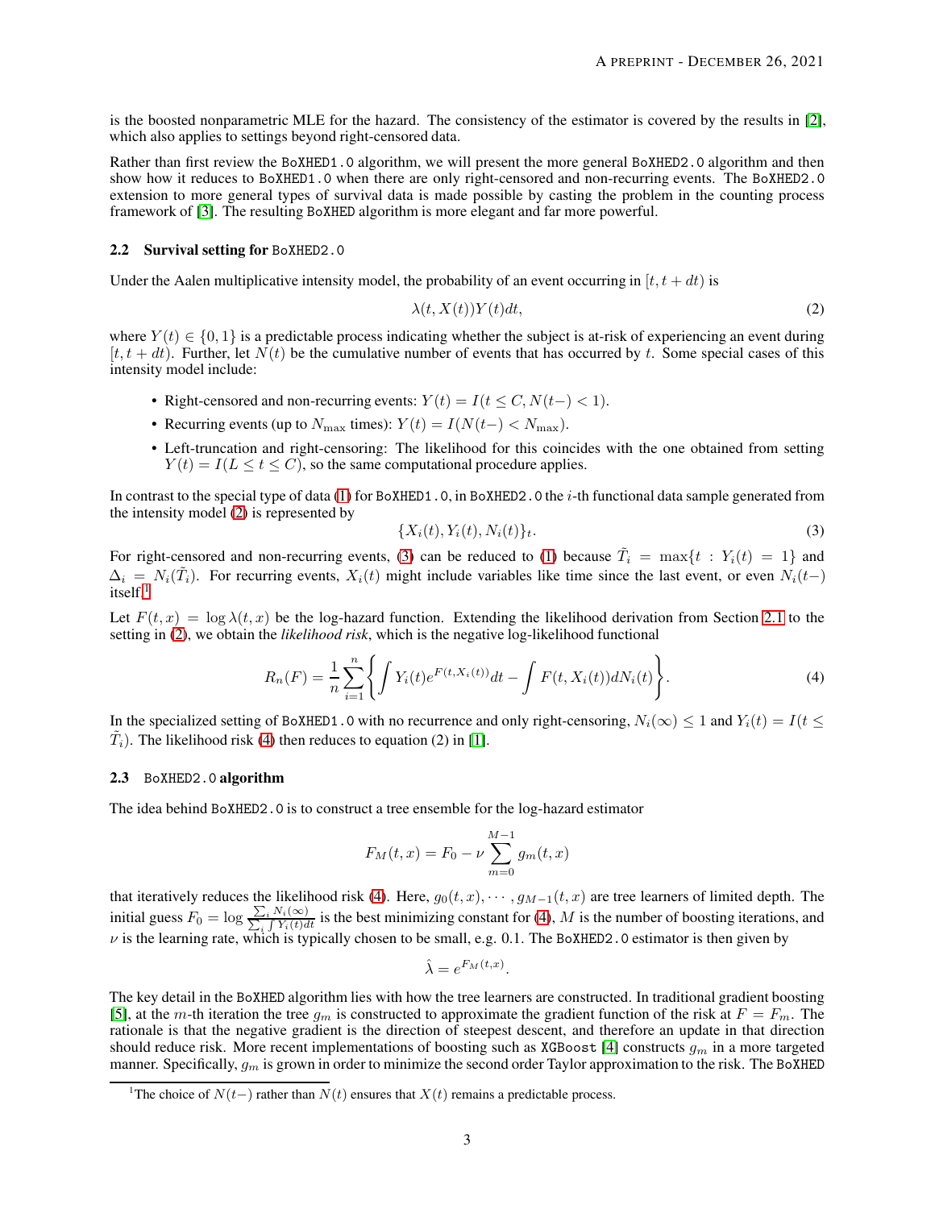is the boosted nonparametric MLE for the hazard. The consistency of the estimator is covered by the results in [2], which also applies to settings beyond right-censored data.

Rather than first review the BoXHED1.0 algorithm, we will present the more general BoXHED2.0 algorithm and then show how it reduces to BoXHED1.0 when there are only right-censored and non-recurring events. The BoXHED2.0 extension to more general types of survival data is made possible by casting the problem in the counting process framework of [3]. The resulting BoXHED algorithm is more elegant and far more powerful.

### 2.2 Survival setting for BoXHED2.0

Under the Aalen multiplicative intensity model, the probability of an event occurring in $[t, t + dt)$ is

$$\lambda(t, X(t))Y(t)dt, \tag{2}$$

where $Y(t) \in \{0, 1\}$ is a predictable process indicating whether the subject is at-risk of experiencing an event during $[t, t + dt)$. Further, let $N(t)$ be the cumulative number of events that has occurred by $t$. Some special cases of this intensity model include:

- Right-censored and non-recurring events: $Y(t) = I(t \leq C, N(t-) < 1)$.
- Recurring events (up to $N_{\max}$ times): $Y(t) = I(N(t-) < N_{\max})$.
- Left-truncation and right-censoring: The likelihood for this coincides with the one obtained from setting $Y(t) = I(L \leq t \leq C)$, so the same computational procedure applies.

In contrast to the special type of data (1) for BoXHED1.0, in BoXHED2.0 the $i$-th functional data sample generated from the intensity model (2) is represented by

$$\{X_i(t), Y_i(t), N_i(t)\}_t. \tag{3}$$

For right-censored and non-recurring events, (3) can be reduced to (1) because $\tilde{T}_i = \max\{t : Y_i(t) = 1\}$ and $\Delta_i = N_i(\tilde{T}_i)$. For recurring events, $X_i(t)$ might include variables like time since the last event, or even $N_i(t-)$ itself.[1]

Let $F(t, x) = \log \lambda(t, x)$ be the log-hazard function. Extending the likelihood derivation from Section 2.1 to the setting in (2), we obtain the *likelihood risk*, which is the negative log-likelihood functional

$$R_n(F) = \frac{1}{n} \sum_{i=1}^{n} \left\{ \int Y_i(t) e^{F(t, X_i(t))} dt - \int F(t, X_i(t)) dN_i(t) \right\}. \tag{4}$$

In the specialized setting of BoXHED1.0 with no recurrence and only right-censoring, $N_i(\infty) \leq 1$ and $Y_i(t) = I(t \leq \tilde{T}_i)$. The likelihood risk (4) then reduces to equation (2) in [1].

### 2.3 BoXHED2.0 algorithm

The idea behind BoXHED2.0 is to construct a tree ensemble for the log-hazard estimator

$$F_M(t, x) = F_0 - \nu \sum_{m=0}^{M-1} g_m(t, x)$$

that iteratively reduces the likelihood risk (4). Here, $g_0(t, x), \cdots, g_{M-1}(t, x)$ are tree learners of limited depth. The initial guess $F_0 = \log \frac{\sum_i N_i(\infty)}{\sum_i \int Y_i(t) dt}$ is the best minimizing constant for (4), $M$ is the number of boosting iterations, and $\nu$ is the learning rate, which is typically chosen to be small, e.g. 0.1. The BoXHED2.0 estimator is then given by

$$\hat{\lambda} = e^{F_M(t,x)}.$$

The key detail in the BoXHED algorithm lies with how the tree learners are constructed. In traditional gradient boosting [5], at the $m$-th iteration the tree $g_m$ is constructed to approximate the gradient function of the risk at $F = F_m$. The rationale is that the negative gradient is the direction of steepest descent, and therefore an update in that direction should reduce risk. More recent implementations of boosting such as XGBoost [4] constructs $g_m$ in a more targeted manner. Specifically, $g_m$ is grown in order to minimize the second order Taylor approximation to the risk. The BoXHED

[1] The choice of $N(t-)$ rather than $N(t)$ ensures that $X(t)$ remains a predictable process.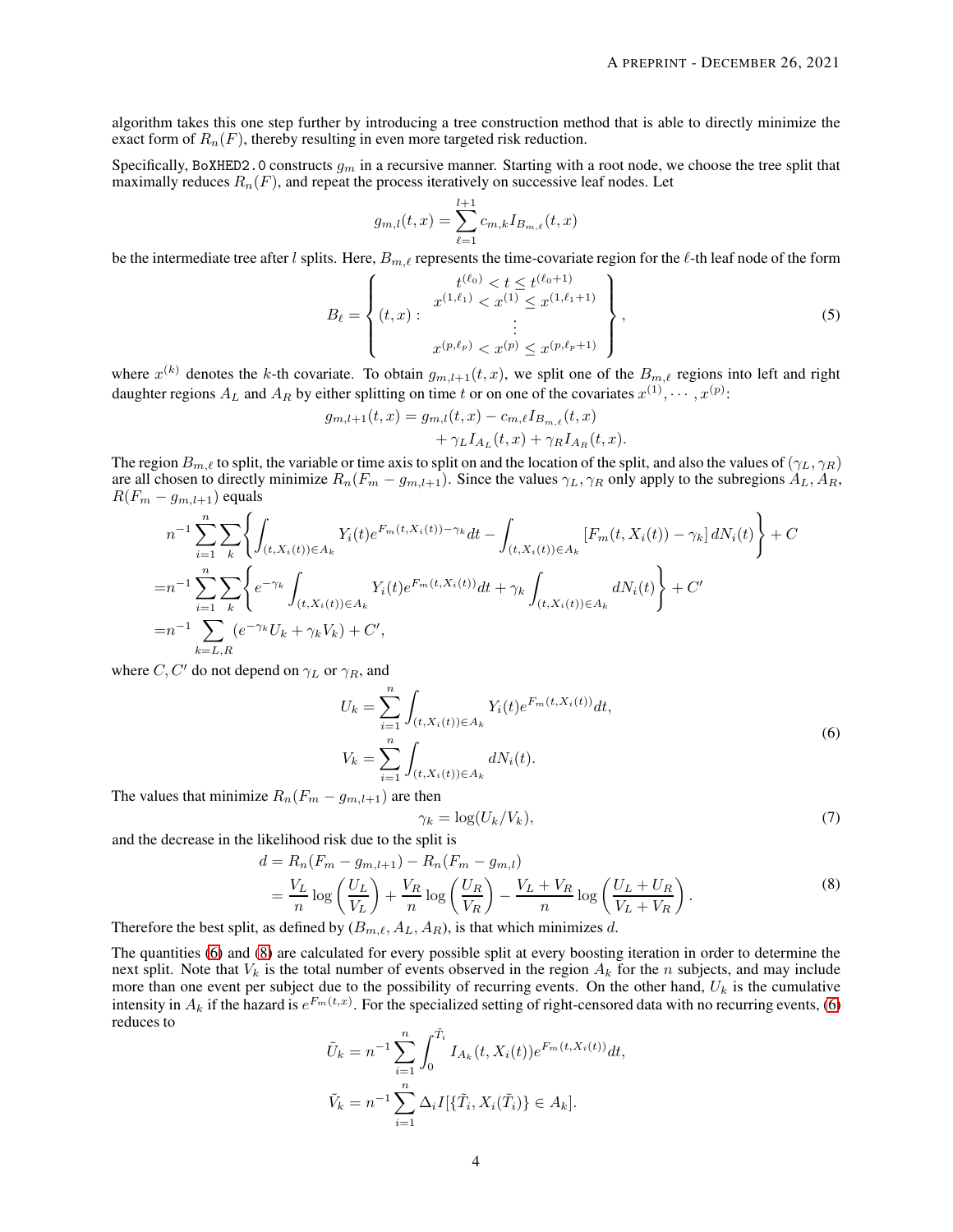algorithm takes this one step further by introducing a tree construction method that is able to directly minimize the exact form of $R_n(F)$, thereby resulting in even more targeted risk reduction.

Specifically, BoXHED2.0 constructs $g_m$ in a recursive manner. Starting with a root node, we choose the tree split that maximally reduces $R_n(F)$, and repeat the process iteratively on successive leaf nodes. Let

$$g_{m,l}(t,x) = \sum_{\ell=1}^{l+1} c_{m,k} I_{B_{m,\ell}}(t,x)$$

be the intermediate tree after $l$ splits. Here, $B_{m,\ell}$ represents the time-covariate region for the $\ell$-th leaf node of the form

$$B_\ell = \left\{ (t,x) : \begin{array}{c} t^{(\ell_0)} < t \leq t^{(\ell_0+1)} \\ x^{(1,\ell_1)} < x^{(1)} \leq x^{(1,\ell_1+1)} \\ \vdots \\ x^{(p,\ell_p)} < x^{(p)} \leq x^{(p,\ell_p+1)} \end{array} \right\}, \tag{5}$$

where $x^{(k)}$ denotes the $k$-th covariate. To obtain $g_{m,l+1}(t,x)$, we split one of the $B_{m,\ell}$ regions into left and right daughter regions $A_L$ and $A_R$ by either splitting on time $t$ or on one of the covariates $x^{(1)}, \cdots, x^{(p)}$:

$$\begin{aligned} g_{m,l+1}(t,x) = g_{m,l}(t,x) &- c_{m,\ell} I_{B_{m,\ell}}(t,x) \\ &+ \gamma_L I_{A_L}(t,x) + \gamma_R I_{A_R}(t,x). \end{aligned}$$

The region $B_{m,\ell}$ to split, the variable or time axis to split on and the location of the split, and also the values of $(\gamma_L, \gamma_R)$ are all chosen to directly minimize $R_n(F_m - g_{m,l+1})$. Since the values $\gamma_L, \gamma_R$ only apply to the subregions $A_L, A_R$, $R(F_m - g_{m,l+1})$ equals

$$\begin{aligned} & n^{-1} \sum_{i=1}^n \sum_k \left\{ \int_{(t,X_i(t)) \in A_k} Y_i(t) e^{F_m(t,X_i(t)) - \gamma_k} dt - \int_{(t,X_i(t)) \in A_k} \left[ F_m(t,X_i(t)) - \gamma_k \right] dN_i(t) \right\} + C \\ =& n^{-1} \sum_{i=1}^n \sum_k \left\{ e^{-\gamma_k} \int_{(t,X_i(t)) \in A_k} Y_i(t) e^{F_m(t,X_i(t))} dt + \gamma_k \int_{(t,X_i(t)) \in A_k} dN_i(t) \right\} + C' \\ =& n^{-1} \sum_{k=L,R} \left( e^{-\gamma_k} U_k + \gamma_k V_k \right) + C', \end{aligned}$$

where $C, C'$ do not depend on $\gamma_L$ or $\gamma_R$, and

$$\begin{aligned} U_k &= \sum_{i=1}^n \int_{(t,X_i(t)) \in A_k} Y_i(t) e^{F_m(t,X_i(t))} dt, \\ V_k &= \sum_{i=1}^n \int_{(t,X_i(t)) \in A_k} dN_i(t). \end{aligned} \tag{6}$$

The values that minimize $R_n(F_m - g_{m,l+1})$ are then

$$\gamma_k = \log(U_k / V_k), \tag{7}$$

and the decrease in the likelihood risk due to the split is

$$\begin{aligned} d &= R_n(F_m - g_{m,l+1}) - R_n(F_m - g_{m,l}) \\ &= \frac{V_L}{n} \log\left(\frac{U_L}{V_L}\right) + \frac{V_R}{n} \log\left(\frac{U_R}{V_R}\right) - \frac{V_L + V_R}{n} \log\left(\frac{U_L + U_R}{V_L + V_R}\right). \end{aligned} \tag{8}$$

Therefore the best split, as defined by $(B_{m,\ell}, A_L, A_R)$, is that which minimizes $d$.

The quantities (6) and (8) are calculated for every possible split at every boosting iteration in order to determine the next split. Note that $V_k$ is the total number of events observed in the region $A_k$ for the $n$ subjects, and may include more than one event per subject due to the possibility of recurring events. On the other hand, $U_k$ is the cumulative intensity in $A_k$ if the hazard is $e^{F_m(t,x)}$. For the specialized setting of right-censored data with no recurring events, (6) reduces to

$$\begin{aligned} \tilde{U}_k &= n^{-1} \sum_{i=1}^n \int_0^{\tilde{T}_i} I_{A_k}(t, X_i(t)) e^{F_m(t,X_i(t))} dt, \\ \tilde{V}_k &= n^{-1} \sum_{i=1}^n \Delta_i I[\{\tilde{T}_i, X_i(\tilde{T}_i)\} \in A_k]. \end{aligned}$$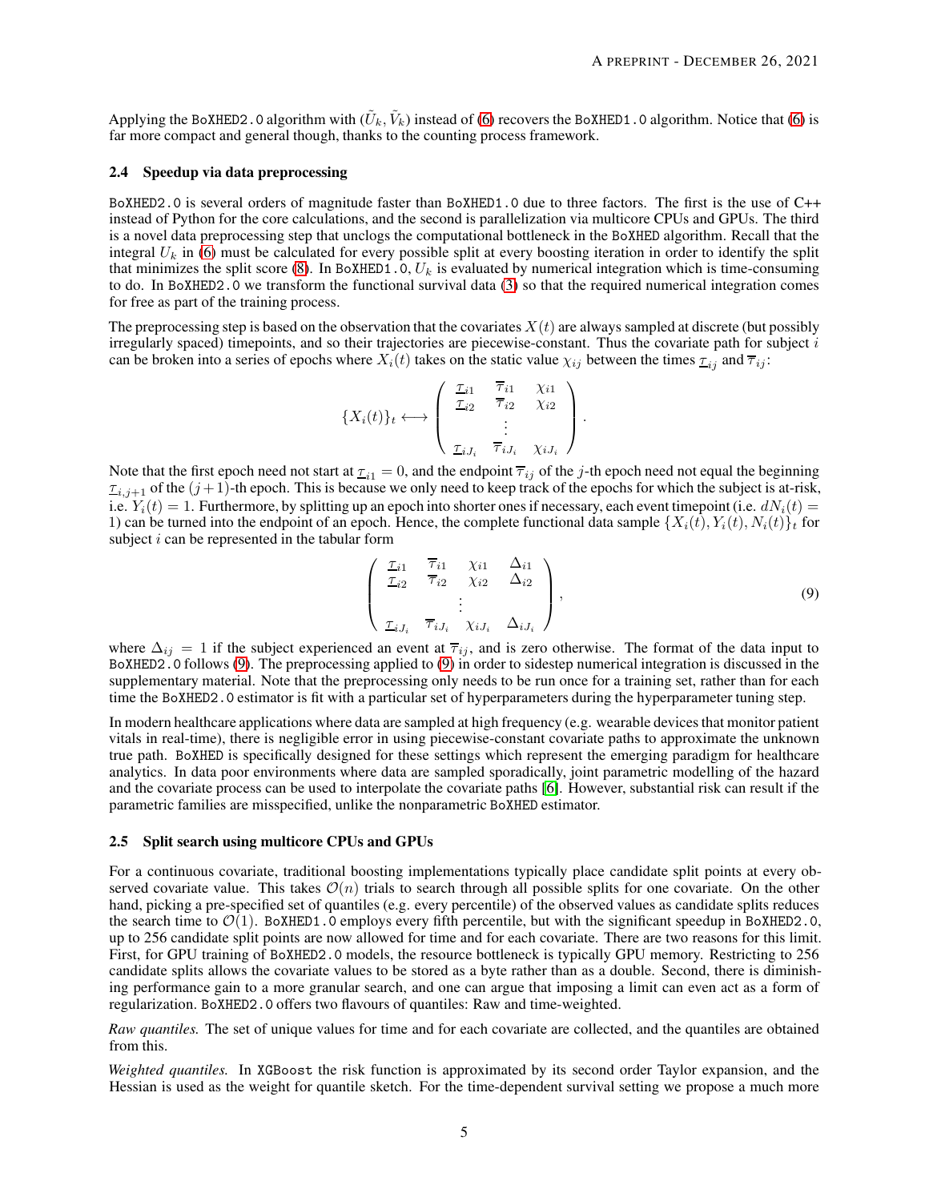Applying the BoXHED2.0 algorithm with $(\tilde{U}_k, \tilde{V}_k)$ instead of (6) recovers the BoXHED1.0 algorithm. Notice that (6) is far more compact and general though, thanks to the counting process framework.

### 2.4 Speedup via data preprocessing

BoXHED2.0 is several orders of magnitude faster than BoXHED1.0 due to three factors. The first is the use of C++ instead of Python for the core calculations, and the second is parallelization via multicore CPUs and GPUs. The third is a novel data preprocessing step that unclogs the computational bottleneck in the BoXHED algorithm. Recall that the integral $U_k$ in (6) must be calculated for every possible split at every boosting iteration in order to identify the split that minimizes the split score (8). In BoXHED1.0, $U_k$ is evaluated by numerical integration which is time-consuming to do. In BoXHED2.0 we transform the functional survival data (3) so that the required numerical integration comes for free as part of the training process.

The preprocessing step is based on the observation that the covariates $X(t)$ are always sampled at discrete (but possibly irregularly spaced) timepoints, and so their trajectories are piecewise-constant. Thus the covariate path for subject $i$ can be broken into a series of epochs where $X_i(t)$ takes on the static value $\chi_{ij}$ between the times $\underline{\tau}_{ij}$ and $\overline{\tau}_{ij}$:

$$\{X_i(t)\}_t \longleftrightarrow \begin{pmatrix} \underline{\tau}_{i1} & \overline{\tau}_{i1} & \chi_{i1} \\ \underline{\tau}_{i2} & \overline{\tau}_{i2} & \chi_{i2} \\ & \vdots & \\ \underline{\tau}_{iJ_i} & \overline{\tau}_{iJ_i} & \chi_{iJ_i} \end{pmatrix}.$$

Note that the first epoch need not start at $\underline{\tau}_{i1} = 0$, and the endpoint $\overline{\tau}_{ij}$ of the $j$-th epoch need not equal the beginning $\underline{\tau}_{i,j+1}$ of the $(j+1)$-th epoch. This is because we only need to keep track of the epochs for which the subject is at-risk, i.e. $Y_i(t) = 1$. Furthermore, by splitting up an epoch into shorter ones if necessary, each event timepoint (i.e. $dN_i(t) = 1$) can be turned into the endpoint of an epoch. Hence, the complete functional data sample $\{X_i(t), Y_i(t), N_i(t)\}_t$ for subject $i$ can be represented in the tabular form

$$\begin{pmatrix} \underline{\tau}_{i1} & \overline{\tau}_{i1} & \chi_{i1} & \Delta_{i1} \\ \underline{\tau}_{i2} & \overline{\tau}_{i2} & \chi_{i2} & \Delta_{i2} \\ & & \vdots & \\ \underline{\tau}_{iJ_i} & \overline{\tau}_{iJ_i} & \chi_{iJ_i} & \Delta_{iJ_i} \end{pmatrix}, \tag{9}$$

where $\Delta_{ij} = 1$ if the subject experienced an event at $\overline{\tau}_{ij}$, and is zero otherwise. The format of the data input to BoXHED2.0 follows (9). The preprocessing applied to (9) in order to sidestep numerical integration is discussed in the supplementary material. Note that the preprocessing only needs to be run once for a training set, rather than for each time the BoXHED2.0 estimator is fit with a particular set of hyperparameters during the hyperparameter tuning step.

In modern healthcare applications where data are sampled at high frequency (e.g. wearable devices that monitor patient vitals in real-time), there is negligible error in using piecewise-constant covariate paths to approximate the unknown true path. BoXHED is specifically designed for these settings which represent the emerging paradigm for healthcare analytics. In data poor environments where data are sampled sporadically, joint parametric modelling of the hazard and the covariate process can be used to interpolate the covariate paths [6]. However, substantial risk can result if the parametric families are misspecified, unlike the nonparametric BoXHED estimator.

### 2.5 Split search using multicore CPUs and GPUs

For a continuous covariate, traditional boosting implementations typically place candidate split points at every observed covariate value. This takes $\mathcal{O}(n)$ trials to search through all possible splits for one covariate. On the other hand, picking a pre-specified set of quantiles (e.g. every percentile) of the observed values as candidate splits reduces the search time to $\mathcal{O}(1)$. BoXHED1.0 employs every fifth percentile, but with the significant speedup in BoXHED2.0, up to 256 candidate split points are now allowed for time and for each covariate. There are two reasons for this limit. First, for GPU training of BoXHED2.0 models, the resource bottleneck is typically GPU memory. Restricting to 256 candidate splits allows the covariate values to be stored as a byte rather than as a double. Second, there is diminishing performance gain to a more granular search, and one can argue that imposing a limit can even act as a form of regularization. BoXHED2.0 offers two flavours of quantiles: Raw and time-weighted.

*Raw quantiles.* The set of unique values for time and for each covariate are collected, and the quantiles are obtained from this.

*Weighted quantiles.* In XGBoost the risk function is approximated by its second order Taylor expansion, and the Hessian is used as the weight for quantile sketch. For the time-dependent survival setting we propose a much more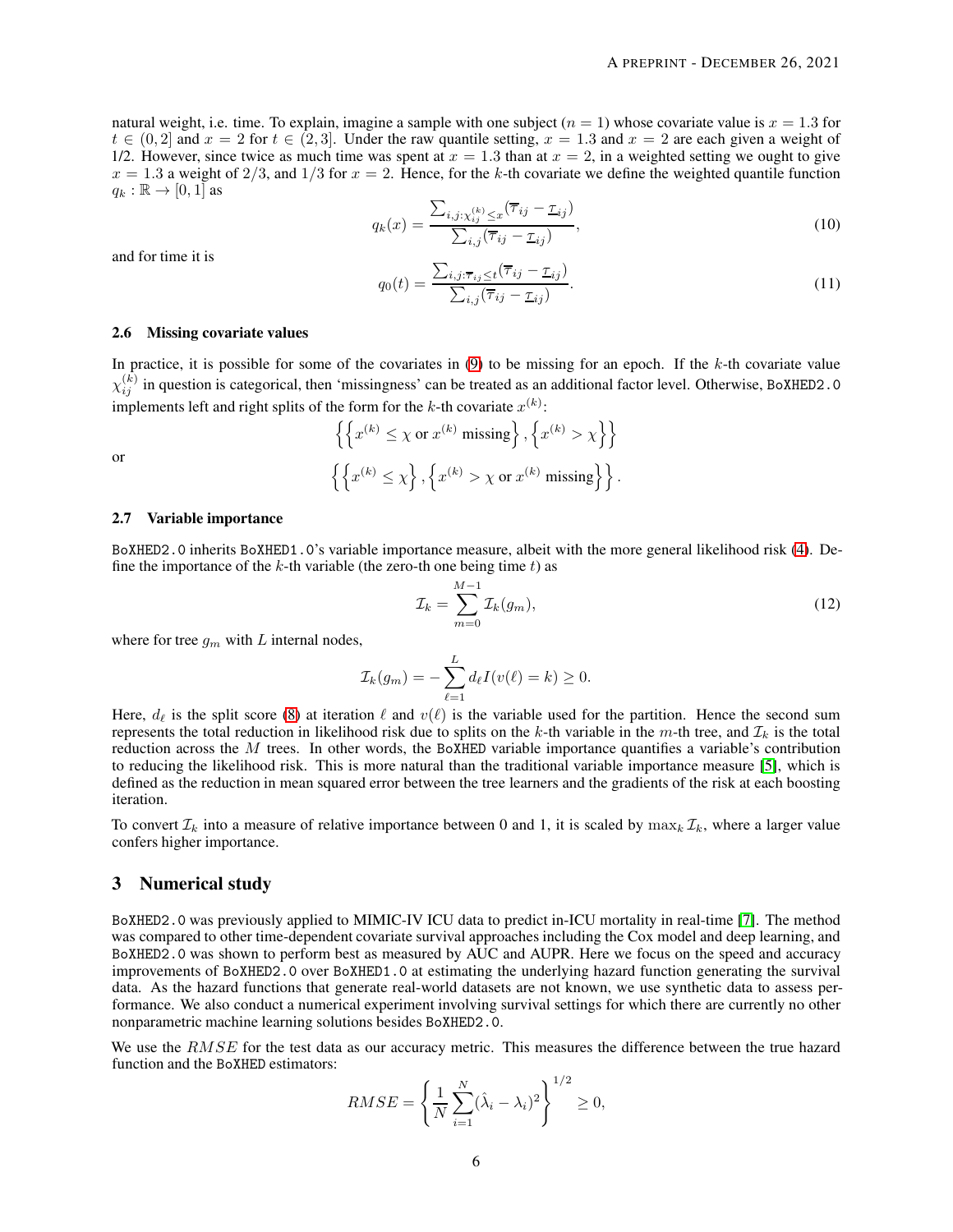natural weight, i.e. time. To explain, imagine a sample with one subject ($n = 1$) whose covariate value is $x = 1.3$ for $t \in (0, 2]$ and $x = 2$ for $t \in (2, 3]$. Under the raw quantile setting, $x = 1.3$ and $x = 2$ are each given a weight of 1/2. However, since twice as much time was spent at $x = 1.3$ than at $x = 2$, in a weighted setting we ought to give $x = 1.3$ a weight of 2/3, and 1/3 for $x = 2$. Hence, for the $k$-th covariate we define the weighted quantile function $q_k : \mathbb{R} \to [0, 1]$ as

$$q_k(x) = \frac{\sum_{i,j:\chi_{ij}^{(k)} \leq x}(\overline{\tau}_{ij} - \underline{\tau}_{ij})}{\sum_{i,j}(\overline{\tau}_{ij} - \underline{\tau}_{ij})}, \tag{10}$$

and for time it is

$$q_0(t) = \frac{\sum_{i,j:\overline{\tau}_{ij} \leq t}(\overline{\tau}_{ij} - \underline{\tau}_{ij})}{\sum_{i,j}(\overline{\tau}_{ij} - \underline{\tau}_{ij})}. \tag{11}$$

### 2.6 Missing covariate values

In practice, it is possible for some of the covariates in (9) to be missing for an epoch. If the $k$-th covariate value $\chi_{ij}^{(k)}$ in question is categorical, then 'missingness' can be treated as an additional factor level. Otherwise, `BoXHED2.0` implements left and right splits of the form for the $k$-th covariate $x^{(k)}$:

$$\left\{\left\{x^{(k)} \leq \chi \text{ or } x^{(k)} \text{ missing}\right\}, \left\{x^{(k)} > \chi\right\}\right\}$$

or

$$\left\{\left\{x^{(k)} \leq \chi\right\}, \left\{x^{(k)} > \chi \text{ or } x^{(k)} \text{ missing}\right\}\right\}.$$

### 2.7 Variable importance

`BoXHED2.0` inherits `BoXHED1.0`'s variable importance measure, albeit with the more general likelihood risk (4). Define the importance of the $k$-th variable (the zero-th one being time $t$) as

$$\mathcal{I}_k = \sum_{m=0}^{M-1} \mathcal{I}_k(g_m), \tag{12}$$

where for tree $g_m$ with $L$ internal nodes,

$$\mathcal{I}_k(g_m) = -\sum_{\ell=1}^{L} d_\ell I(v(\ell) = k) \geq 0.$$

Here, $d_\ell$ is the split score (8) at iteration $\ell$ and $v(\ell)$ is the variable used for the partition. Hence the second sum represents the total reduction in likelihood risk due to splits on the $k$-th variable in the $m$-th tree, and $\mathcal{I}_k$ is the total reduction across the $M$ trees. In other words, the `BoXHED` variable importance quantifies a variable's contribution to reducing the likelihood risk. This is more natural than the traditional variable importance measure [5], which is defined as the reduction in mean squared error between the tree learners and the gradients of the risk at each boosting iteration.

To convert $\mathcal{I}_k$ into a measure of relative importance between 0 and 1, it is scaled by $\max_k \mathcal{I}_k$, where a larger value confers higher importance.

## 3 Numerical study

`BoXHED2.0` was previously applied to MIMIC-IV ICU data to predict in-ICU mortality in real-time [7]. The method was compared to other time-dependent covariate survival approaches including the Cox model and deep learning, and `BoXHED2.0` was shown to perform best as measured by AUC and AUPR. Here we focus on the speed and accuracy improvements of `BoXHED2.0` over `BoXHED1.0` at estimating the underlying hazard function generating the survival data. As the hazard functions that generate real-world datasets are not known, we use synthetic data to assess performance. We also conduct a numerical experiment involving survival settings for which there are currently no other nonparametric machine learning solutions besides `BoXHED2.0`.

We use the $RMSE$ for the test data as our accuracy metric. This measures the difference between the true hazard function and the `BoXHED` estimators:

$$RMSE = \left\{\frac{1}{N}\sum_{i=1}^{N}(\hat{\lambda}_i - \lambda_i)^2\right\}^{1/2} \geq 0,$$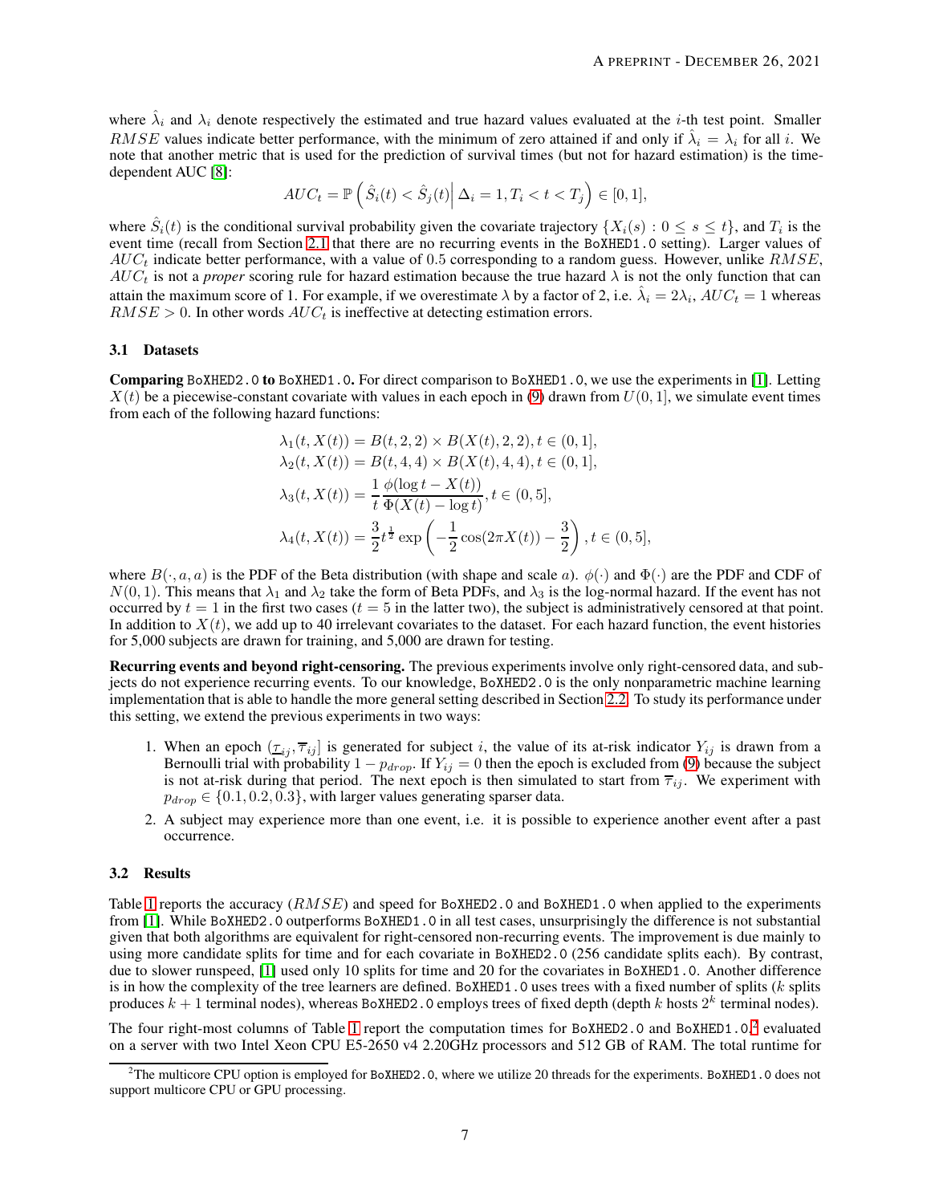where $\hat{\lambda}_i$ and $\lambda_i$ denote respectively the estimated and true hazard values evaluated at the $i$-th test point. Smaller $RMSE$ values indicate better performance, with the minimum of zero attained if and only if $\hat{\lambda}_i = \lambda_i$ for all $i$. We note that another metric that is used for the prediction of survival times (but not for hazard estimation) is the time-dependent AUC [8]:

$$AUC_t = \mathbb{P}\left(\hat{S}_i(t) < \hat{S}_j(t)\,\middle|\, \Delta_i = 1, T_i < t < T_j\right) \in [0, 1],$$

where $\hat{S}_i(t)$ is the conditional survival probability given the covariate trajectory $\{X_i(s) : 0 \leq s \leq t\}$, and $T_i$ is the event time (recall from Section 2.1 that there are no recurring events in the `BoXHED1.0` setting). Larger values of $AUC_t$ indicate better performance, with a value of 0.5 corresponding to a random guess. However, unlike $RMSE$, $AUC_t$ is not a *proper* scoring rule for hazard estimation because the true hazard $\lambda$ is not the only function that can attain the maximum score of 1. For example, if we overestimate $\lambda$ by a factor of 2, i.e. $\hat{\lambda}_i = 2\lambda_i$, $AUC_t = 1$ whereas $RMSE > 0$. In other words $AUC_t$ is ineffective at detecting estimation errors.

### 3.1 Datasets

**Comparing** `BoXHED2.0` **to** `BoXHED1.0`**.** For direct comparison to `BoXHED1.0`, we use the experiments in [1]. Letting $X(t)$ be a piecewise-constant covariate with values in each epoch in (9) drawn from $U(0, 1]$, we simulate event times from each of the following hazard functions:

$$\lambda_1(t, X(t)) = B(t, 2, 2) \times B(X(t), 2, 2), t \in (0, 1],$$
$$\lambda_2(t, X(t)) = B(t, 4, 4) \times B(X(t), 4, 4), t \in (0, 1],$$
$$\lambda_3(t, X(t)) = \frac{1}{t}\frac{\phi(\log t - X(t))}{\Phi(X(t) - \log t)}, t \in (0, 5],$$
$$\lambda_4(t, X(t)) = \frac{3}{2}t^{\frac{1}{2}} \exp\left(-\frac{1}{2}\cos(2\pi X(t)) - \frac{3}{2}\right), t \in (0, 5],$$

where $B(\cdot, a, a)$ is the PDF of the Beta distribution (with shape and scale $a$). $\phi(\cdot)$ and $\Phi(\cdot)$ are the PDF and CDF of $N(0, 1)$. This means that $\lambda_1$ and $\lambda_2$ take the form of Beta PDFs, and $\lambda_3$ is the log-normal hazard. If the event has not occurred by $t = 1$ in the first two cases ($t = 5$ in the latter two), the subject is administratively censored at that point. In addition to $X(t)$, we add up to 40 irrelevant covariates to the dataset. For each hazard function, the event histories for 5,000 subjects are drawn for training, and 5,000 are drawn for testing.

**Recurring events and beyond right-censoring.** The previous experiments involve only right-censored data, and subjects do not experience recurring events. To our knowledge, `BoXHED2.0` is the only nonparametric machine learning implementation that is able to handle the more general setting described in Section 2.2. To study its performance under this setting, we extend the previous experiments in two ways:

1. When an epoch $(\underline{\tau}_{ij}, \overline{\tau}_{ij}]$ is generated for subject $i$, the value of its at-risk indicator $Y_{ij}$ is drawn from a Bernoulli trial with probability $1 - p_{drop}$. If $Y_{ij} = 0$ then the epoch is excluded from (9) because the subject is not at-risk during that period. The next epoch is then simulated to start from $\overline{\tau}_{ij}$. We experiment with $p_{drop} \in \{0.1, 0.2, 0.3\}$, with larger values generating sparser data.
2. A subject may experience more than one event, i.e. it is possible to experience another event after a past occurrence.

### 3.2 Results

Table 1 reports the accuracy ($RMSE$) and speed for `BoXHED2.0` and `BoXHED1.0` when applied to the experiments from [1]. While `BoXHED2.0` outperforms `BoXHED1.0` in all test cases, unsurprisingly the difference is not substantial given that both algorithms are equivalent for right-censored non-recurring events. The improvement is due mainly to using more candidate splits for time and for each covariate in `BoXHED2.0` (256 candidate splits each). By contrast, due to slower runspeed, [1] used only 10 splits for time and 20 for the covariates in `BoXHED1.0`. Another difference is in how the complexity of the tree learners are defined. `BoXHED1.0` uses trees with a fixed number of splits ($k$ splits produces $k + 1$ terminal nodes), whereas `BoXHED2.0` employs trees of fixed depth (depth $k$ hosts $2^k$ terminal nodes).

The four right-most columns of Table 1 report the computation times for `BoXHED2.0` and `BoXHED1.0`,[2] evaluated on a server with two Intel Xeon CPU E5-2650 v4 2.20GHz processors and 512 GB of RAM. The total runtime for

[2] The multicore CPU option is employed for `BoXHED2.0`, where we utilize 20 threads for the experiments. `BoXHED1.0` does not support multicore CPU or GPU processing.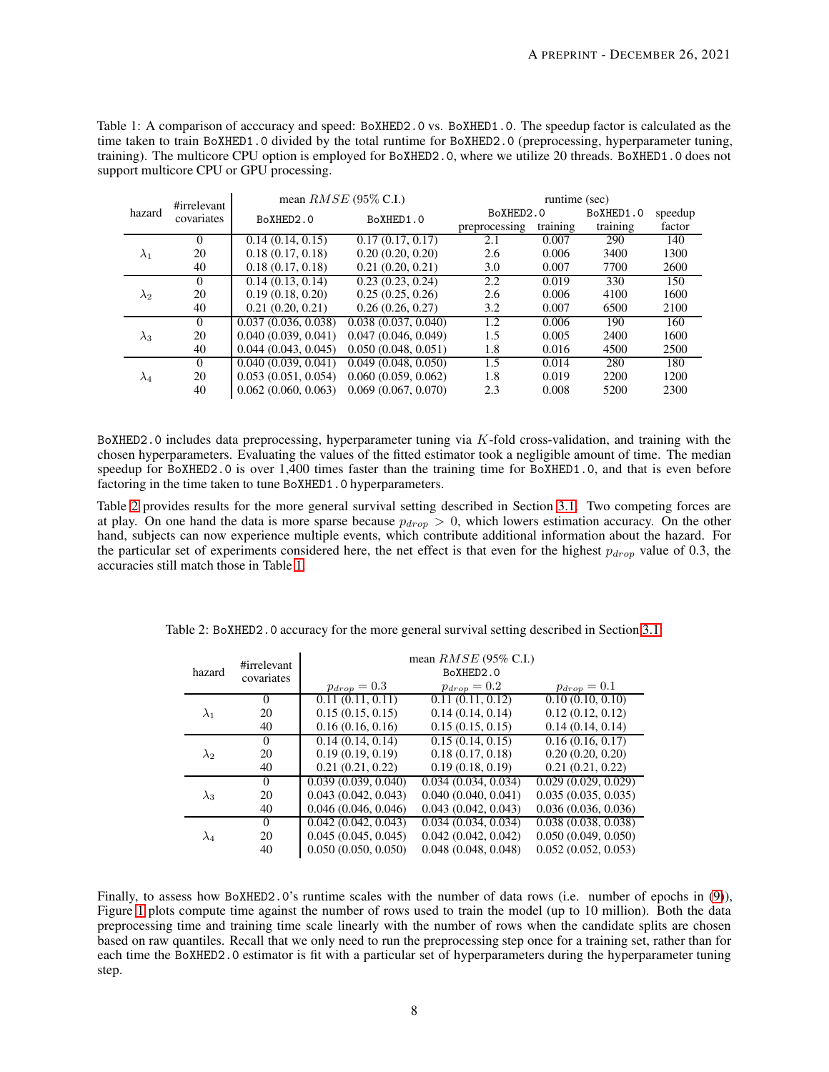Table 1: A comparison of acccuracy and speed: BoXHED2.0 vs. BoXHED1.0. The speedup factor is calculated as the time taken to train BoXHED1.0 divided by the total runtime for BoXHED2.0 (preprocessing, hyperparameter tuning, training). The multicore CPU option is employed for BoXHED2.0, where we utilize 20 threads. BoXHED1.0 does not support multicore CPU or GPU processing.

| hazard | #irrelevant covariates | mean $RMSE$ (95% C.I.) | | runtime (sec) | | | |
|---|---|---|---|---|---|---|---|
| | | BoXHED2.0 | BoXHED1.0 | BoXHED2.0 preprocessing | BoXHED2.0 training | BoXHED1.0 training | speedup factor |
| $\lambda_1$ | 0 | 0.14 (0.14, 0.15) | 0.17 (0.17, 0.17) | 2.1 | 0.007 | 290 | 140 |
| | 20 | 0.18 (0.17, 0.18) | 0.20 (0.20, 0.20) | 2.6 | 0.006 | 3400 | 1300 |
| | 40 | 0.18 (0.17, 0.18) | 0.21 (0.20, 0.21) | 3.0 | 0.007 | 7700 | 2600 |
| $\lambda_2$ | 0 | 0.14 (0.13, 0.14) | 0.23 (0.23, 0.24) | 2.2 | 0.019 | 330 | 150 |
| | 20 | 0.19 (0.18, 0.20) | 0.25 (0.25, 0.26) | 2.6 | 0.006 | 4100 | 1600 |
| | 40 | 0.21 (0.20, 0.21) | 0.26 (0.26, 0.27) | 3.2 | 0.007 | 6500 | 2100 |
| $\lambda_3$ | 0 | 0.037 (0.036, 0.038) | 0.038 (0.037, 0.040) | 1.2 | 0.006 | 190 | 160 |
| | 20 | 0.040 (0.039, 0.041) | 0.047 (0.046, 0.049) | 1.5 | 0.005 | 2400 | 1600 |
| | 40 | 0.044 (0.043, 0.045) | 0.050 (0.048, 0.051) | 1.8 | 0.016 | 4500 | 2500 |
| $\lambda_4$ | 0 | 0.040 (0.039, 0.041) | 0.049 (0.048, 0.050) | 1.5 | 0.014 | 280 | 180 |
| | 20 | 0.053 (0.051, 0.054) | 0.060 (0.059, 0.062) | 1.8 | 0.019 | 2200 | 1200 |
| | 40 | 0.062 (0.060, 0.063) | 0.069 (0.067, 0.070) | 2.3 | 0.008 | 5200 | 2300 |

BoXHED2.0 includes data preprocessing, hyperparameter tuning via $K$-fold cross-validation, and training with the chosen hyperparameters. Evaluating the values of the fitted estimator took a negligible amount of time. The median speedup for BoXHED2.0 is over 1,400 times faster than the training time for BoXHED1.0, and that is even before factoring in the time taken to tune BoXHED1.0 hyperparameters.

Table 2 provides results for the more general survival setting described in Section 3.1. Two competing forces are at play. On one hand the data is more sparse because $p_{drop} > 0$, which lowers estimation accuracy. On the other hand, subjects can now experience multiple events, which contribute additional information about the hazard. For the particular set of experiments considered here, the net effect is that even for the highest $p_{drop}$ value of 0.3, the accuracies still match those in Table 1.

Table 2: BoXHED2.0 accuracy for the more general survival setting described in Section 3.1

| hazard | #irrelevant covariates | mean $RMSE$ (95% C.I.) BoXHED2.0 $p_{drop} = 0.3$ | $p_{drop} = 0.2$ | $p_{drop} = 0.1$ |
|---|---|---|---|---|
| $\lambda_1$ | 0 | 0.11 (0.11, 0.11) | 0.11 (0.11, 0.12) | 0.10 (0.10, 0.10) |
| | 20 | 0.15 (0.15, 0.15) | 0.14 (0.14, 0.14) | 0.12 (0.12, 0.12) |
| | 40 | 0.16 (0.16, 0.16) | 0.15 (0.15, 0.15) | 0.14 (0.14, 0.14) |
| $\lambda_2$ | 0 | 0.14 (0.14, 0.14) | 0.15 (0.14, 0.15) | 0.16 (0.16, 0.17) |
| | 20 | 0.19 (0.19, 0.19) | 0.18 (0.17, 0.18) | 0.20 (0.20, 0.20) |
| | 40 | 0.21 (0.21, 0.22) | 0.19 (0.18, 0.19) | 0.21 (0.21, 0.22) |
| $\lambda_3$ | 0 | 0.039 (0.039, 0.040) | 0.034 (0.034, 0.034) | 0.029 (0.029, 0.029) |
| | 20 | 0.043 (0.042, 0.043) | 0.040 (0.040, 0.041) | 0.035 (0.035, 0.035) |
| | 40 | 0.046 (0.046, 0.046) | 0.043 (0.042, 0.043) | 0.036 (0.036, 0.036) |
| $\lambda_4$ | 0 | 0.042 (0.042, 0.043) | 0.034 (0.034, 0.034) | 0.038 (0.038, 0.038) |
| | 20 | 0.045 (0.045, 0.045) | 0.042 (0.042, 0.042) | 0.050 (0.049, 0.050) |
| | 40 | 0.050 (0.050, 0.050) | 0.048 (0.048, 0.048) | 0.052 (0.052, 0.053) |

Finally, to assess how BoXHED2.0's runtime scales with the number of data rows (i.e. number of epochs in (9)), Figure 1 plots compute time against the number of rows used to train the model (up to 10 million). Both the data preprocessing time and training time scale linearly with the number of rows when the candidate splits are chosen based on raw quantiles. Recall that we only need to run the preprocessing step once for a training set, rather than for each time the BoXHED2.0 estimator is fit with a particular set of hyperparameters during the hyperparameter tuning step.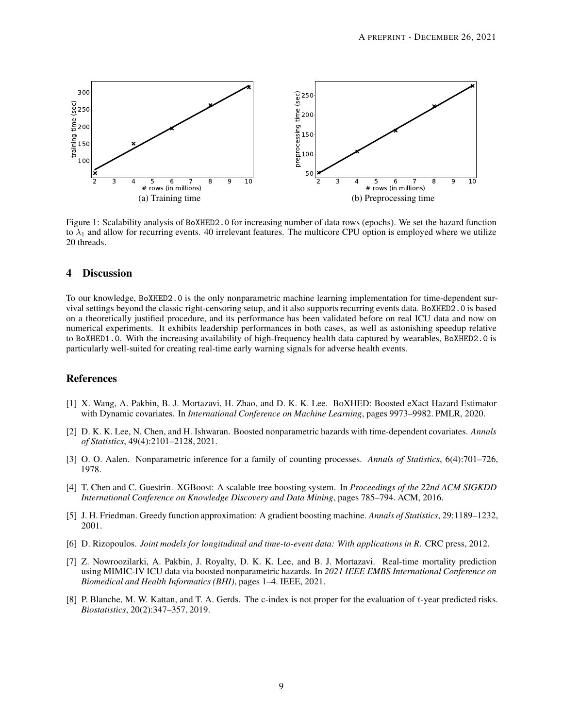(a) Training time

(b) Preprocessing time

Figure 1: Scalability analysis of BoXHED2.0 for increasing number of data rows (epochs). We set the hazard function to $\lambda_1$ and allow for recurring events. 40 irrelevant features. The multicore CPU option is employed where we utilize 20 threads.

## 4 Discussion

To our knowledge, BoXHED2.0 is the only nonparametric machine learning implementation for time-dependent survival settings beyond the classic right-censoring setup, and it also supports recurring events data. BoXHED2.0 is based on a theoretically justified procedure, and its performance has been validated before on real ICU data and now on numerical experiments. It exhibits leadership performances in both cases, as well as astonishing speedup relative to BoXHED1.0. With the increasing availability of high-frequency health data captured by wearables, BoXHED2.0 is particularly well-suited for creating real-time early warning signals for adverse health events.

## References

[1] X. Wang, A. Pakbin, B. J. Mortazavi, H. Zhao, and D. K. K. Lee. BoXHED: Boosted eXact Hazard Estimator with Dynamic covariates. In *International Conference on Machine Learning*, pages 9973–9982. PMLR, 2020.

[2] D. K. K. Lee, N. Chen, and H. Ishwaran. Boosted nonparametric hazards with time-dependent covariates. *Annals of Statistics*, 49(4):2101–2128, 2021.

[3] O. O. Aalen. Nonparametric inference for a family of counting processes. *Annals of Statistics*, 6(4):701–726, 1978.

[4] T. Chen and C. Guestrin. XGBoost: A scalable tree boosting system. In *Proceedings of the 22nd ACM SIGKDD International Conference on Knowledge Discovery and Data Mining*, pages 785–794. ACM, 2016.

[5] J. H. Friedman. Greedy function approximation: A gradient boosting machine. *Annals of Statistics*, 29:1189–1232, 2001.

[6] D. Rizopoulos. *Joint models for longitudinal and time-to-event data: With applications in R*. CRC press, 2012.

[7] Z. Nowroozilarki, A. Pakbin, J. Royalty, D. K. K. Lee, and B. J. Mortazavi. Real-time mortality prediction using MIMIC-IV ICU data via boosted nonparametric hazards. In *2021 IEEE EMBS International Conference on Biomedical and Health Informatics (BHI)*, pages 1–4. IEEE, 2021.

[8] P. Blanche, M. W. Kattan, and T. A. Gerds. The c-index is not proper for the evaluation of $t$-year predicted risks. *Biostatistics*, 20(2):347–357, 2019.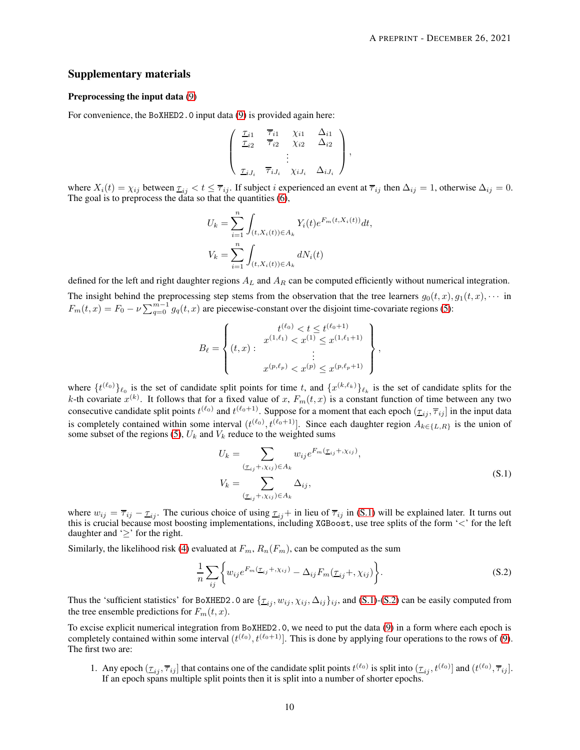## Supplementary materials

### Preprocessing the input data (9)

For convenience, the BoXHED2.0 input data (9) is provided again here:

$$
\begin{pmatrix}
\underline{\tau}_{i1} & \overline{\tau}_{i1} & \chi_{i1} & \Delta_{i1} \\
\underline{\tau}_{i2} & \overline{\tau}_{i2} & \chi_{i2} & \Delta_{i2} \\
 & & \vdots & \\
\underline{\tau}_{iJ_i} & \overline{\tau}_{iJ_i} & \chi_{iJ_i} & \Delta_{iJ_i}
\end{pmatrix},
$$

where $X_i(t) = \chi_{ij}$ between $\underline{\tau}_{ij} < t \leq \overline{\tau}_{ij}$. If subject $i$ experienced an event at $\overline{\tau}_{ij}$ then $\Delta_{ij} = 1$, otherwise $\Delta_{ij} = 0$. The goal is to preprocess the data so that the quantities (6),

$$
U_k = \sum_{i=1}^{n} \int_{(t, X_i(t)) \in A_k} Y_i(t) e^{F_m(t, X_i(t))} dt,
$$

$$
V_k = \sum_{i=1}^{n} \int_{(t, X_i(t)) \in A_k} dN_i(t)
$$

defined for the left and right daughter regions $A_L$ and $A_R$ can be computed efficiently without numerical integration.

The insight behind the preprocessing step stems from the observation that the tree learners $g_0(t, x), g_1(t, x), \cdots$ in $F_m(t, x) = F_0 - \nu \sum_{q=0}^{m-1} g_q(t, x)$ are piecewise-constant over the disjoint time-covariate regions (5):

$$
B_\ell = \left\{ (t, x) : \begin{array}{c} t^{(\ell_0)} < t \leq t^{(\ell_0+1)} \\ x^{(1, \ell_1)} < x^{(1)} \leq x^{(1, \ell_1+1)} \\ \vdots \\ x^{(p, \ell_p)} < x^{(p)} \leq x^{(p, \ell_p+1)} \end{array} \right\},
$$

where $\{t^{(\ell_0)}\}_{\ell_0}$ is the set of candidate split points for time $t$, and $\{x^{(k, \ell_k)}\}_{\ell_k}$ is the set of candidate splits for the $k$-th covariate $x^{(k)}$. It follows that for a fixed value of $x$, $F_m(t, x)$ is a constant function of time between any two consecutive candidate split points $t^{(\ell_0)}$ and $t^{(\ell_0+1)}$. Suppose for a moment that each epoch $(\underline{\tau}_{ij}, \overline{\tau}_{ij}]$ in the input data is completely contained within some interval $(t^{(\ell_0)}, t^{(\ell_0+1)}]$. Since each daughter region $A_{k \in \{L, R\}}$ is the union of some subset of the regions (5), $U_k$ and $V_k$ reduce to the weighted sums

$$
\begin{aligned}
U_k &= \sum_{(\underline{\tau}_{ij}+, \chi_{ij}) \in A_k} w_{ij} e^{F_m(\underline{\tau}_{ij}+, \chi_{ij})}, \\
V_k &= \sum_{(\underline{\tau}_{ij}+, \chi_{ij}) \in A_k} \Delta_{ij},
\end{aligned}
\tag{S.1}
$$

where $w_{ij} = \overline{\tau}_{ij} - \underline{\tau}_{ij}$. The curious choice of using $\underline{\tau}_{ij}+$ in lieu of $\overline{\tau}_{ij}$ in (S.1) will be explained later. It turns out this is crucial because most boosting implementations, including XGBoost, use tree splits of the form '$<$' for the left daughter and '$\geq$' for the right.

Similarly, the likelihood risk (4) evaluated at $F_m$, $R_n(F_m)$, can be computed as the sum

$$
\frac{1}{n} \sum_{ij} \left\{ w_{ij} e^{F_m(\underline{\tau}_{ij}+, \chi_{ij})} - \Delta_{ij} F_m(\underline{\tau}_{ij}+, \chi_{ij}) \right\}. \tag{S.2}
$$

Thus the 'sufficient statistics' for BoXHED2.0 are $\{\underline{\tau}_{ij}, w_{ij}, \chi_{ij}, \Delta_{ij}\}_{ij}$, and (S.1)-(S.2) can be easily computed from the tree ensemble predictions for $F_m(t, x)$.

To excise explicit numerical integration from BoXHED2.0, we need to put the data (9) in a form where each epoch is completely contained within some interval $(t^{(\ell_0)}, t^{(\ell_0+1)}]$. This is done by applying four operations to the rows of (9). The first two are:

1. Any epoch $(\underline{\tau}_{ij}, \overline{\tau}_{ij}]$ that contains one of the candidate split points $t^{(\ell_0)}$ is split into $(\underline{\tau}_{ij}, t^{(\ell_0)}]$ and $(t^{(\ell_0)}, \overline{\tau}_{ij}]$. If an epoch spans multiple split points then it is split into a number of shorter epochs.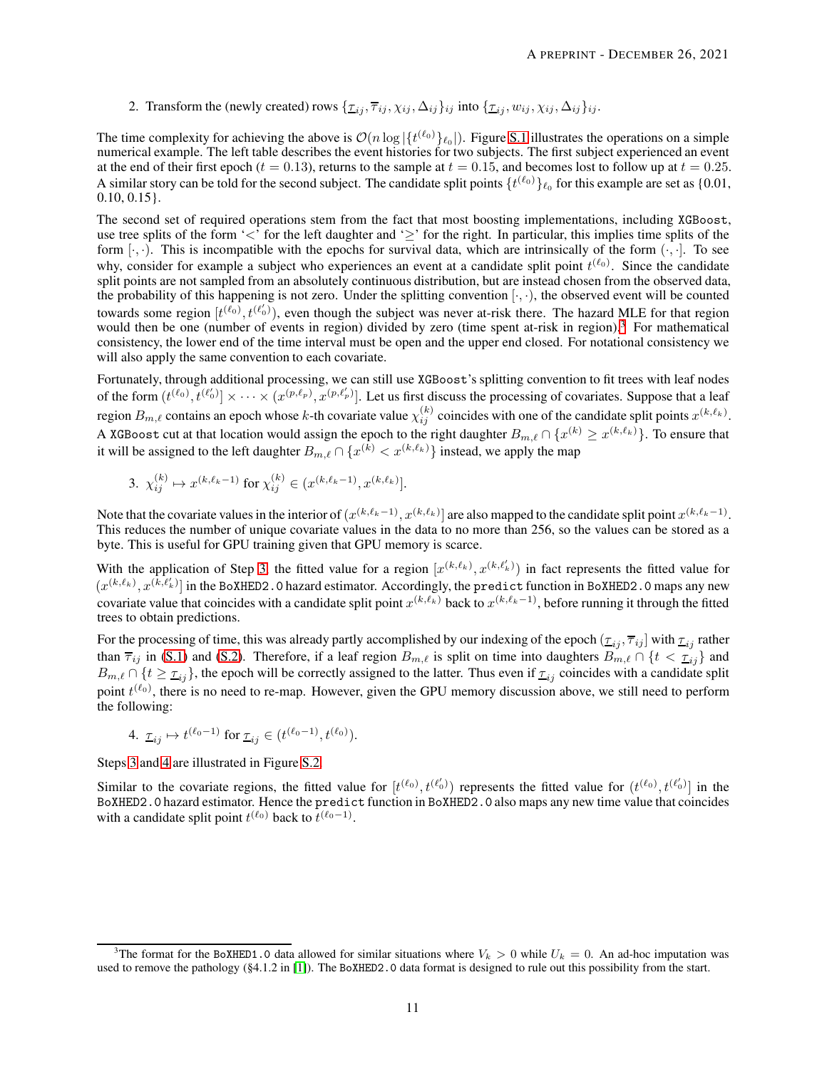2. Transform the (newly created) rows $\{\underline{\tau}_{ij}, \overline{\tau}_{ij}, \chi_{ij}, \Delta_{ij}\}_{ij}$ into $\{\underline{\tau}_{ij}, w_{ij}, \chi_{ij}, \Delta_{ij}\}_{ij}$.

The time complexity for achieving the above is $\mathcal{O}(n \log |\{t^{(\ell_0)}\}_{\ell_0}|)$. Figure S.1 illustrates the operations on a simple numerical example. The left table describes the event histories for two subjects. The first subject experienced an event at the end of their first epoch ($t = 0.13$), returns to the sample at $t = 0.15$, and becomes lost to follow up at $t = 0.25$. A similar story can be told for the second subject. The candidate split points $\{t^{(\ell_0)}\}_{\ell_0}$ for this example are set as $\{0.01, 0.10, 0.15\}$.

The second set of required operations stem from the fact that most boosting implementations, including `XGBoost`, use tree splits of the form '$<$' for the left daughter and '$\geq$' for the right. In particular, this implies time splits of the form $[\cdot, \cdot)$. This is incompatible with the epochs for survival data, which are intrinsically of the form $(\cdot, \cdot]$. To see why, consider for example a subject who experiences an event at a candidate split point $t^{(\ell_0)}$. Since the candidate split points are not sampled from an absolutely continuous distribution, but are instead chosen from the observed data, the probability of this happening is not zero. Under the splitting convention $[\cdot, \cdot)$, the observed event will be counted towards some region $[t^{(\ell_0)}, t^{(\ell_0')})$, even though the subject was never at-risk there. The hazard MLE for that region would then be one (number of events in region) divided by zero (time spent at-risk in region).[3] For mathematical consistency, the lower end of the time interval must be open and the upper end closed. For notational consistency we will also apply the same convention to each covariate.

Fortunately, through additional processing, we can still use `XGBoost`'s splitting convention to fit trees with leaf nodes of the form $(t^{(\ell_0)}, t^{(\ell_0')}] \times \cdots \times (x^{(p,\ell_p)}, x^{(p,\ell_p')}]$. Let us first discuss the processing of covariates. Suppose that a leaf region $B_{m,\ell}$ contains an epoch whose $k$-th covariate value $\chi_{ij}^{(k)}$ coincides with one of the candidate split points $x^{(k,\ell_k)}$. A `XGBoost` cut at that location would assign the epoch to the right daughter $B_{m,\ell} \cap \{x^{(k)} \geq x^{(k,\ell_k)}\}$. To ensure that it will be assigned to the left daughter $B_{m,\ell} \cap \{x^{(k)} < x^{(k,\ell_k)}\}$ instead, we apply the map

3. $\chi_{ij}^{(k)} \mapsto x^{(k,\ell_k - 1)}$ for $\chi_{ij}^{(k)} \in (x^{(k,\ell_k-1)}, x^{(k,\ell_k)}]$.

Note that the covariate values in the interior of $(x^{(k,\ell_k-1)}, x^{(k,\ell_k)}]$ are also mapped to the candidate split point $x^{(k,\ell_k-1)}$. This reduces the number of unique covariate values in the data to no more than 256, so the values can be stored as a byte. This is useful for GPU training given that GPU memory is scarce.

With the application of Step 3, the fitted value for a region $[x^{(k,\ell_k)}, x^{(k,\ell_k')})$ in fact represents the fitted value for $(x^{(k,\ell_k)}, x^{(k,\ell_k')}]$ in the `BoXHED2.0` hazard estimator. Accordingly, the `predict` function in `BoXHED2.0` maps any new covariate value that coincides with a candidate split point $x^{(k,\ell_k)}$ back to $x^{(k,\ell_k-1)}$, before running it through the fitted trees to obtain predictions.

For the processing of time, this was already partly accomplished by our indexing of the epoch $(\underline{\tau}_{ij}, \overline{\tau}_{ij}]$ with $\underline{\tau}_{ij}$ rather than $\overline{\tau}_{ij}$ in (S.1) and (S.2). Therefore, if a leaf region $B_{m,\ell}$ is split on time into daughters $B_{m,\ell} \cap \{t < \underline{\tau}_{ij}\}$ and $B_{m,\ell} \cap \{t \geq \underline{\tau}_{ij}\}$, the epoch will be correctly assigned to the latter. Thus even if $\underline{\tau}_{ij}$ coincides with a candidate split point $t^{(\ell_0)}$, there is no need to re-map. However, given the GPU memory discussion above, we still need to perform the following:

4. $\underline{\tau}_{ij} \mapsto t^{(\ell_0-1)}$ for $\underline{\tau}_{ij} \in (t^{(\ell_0-1)}, t^{(\ell_0)})$.

Steps 3 and 4 are illustrated in Figure S.2.

Similar to the covariate regions, the fitted value for $[t^{(\ell_0)}, t^{(\ell_0')})$ represents the fitted value for $(t^{(\ell_0)}, t^{(\ell_0')}]$ in the `BoXHED2.0` hazard estimator. Hence the `predict` function in `BoXHED2.0` also maps any new time value that coincides with a candidate split point $t^{(\ell_0)}$ back to $t^{(\ell_0-1)}$.

[3] The format for the `BoXHED1.0` data allowed for similar situations where $V_k > 0$ while $U_k = 0$. An ad-hoc imputation was used to remove the pathology (§4.1.2 in [1]). The `BoXHED2.0` data format is designed to rule out this possibility from the start.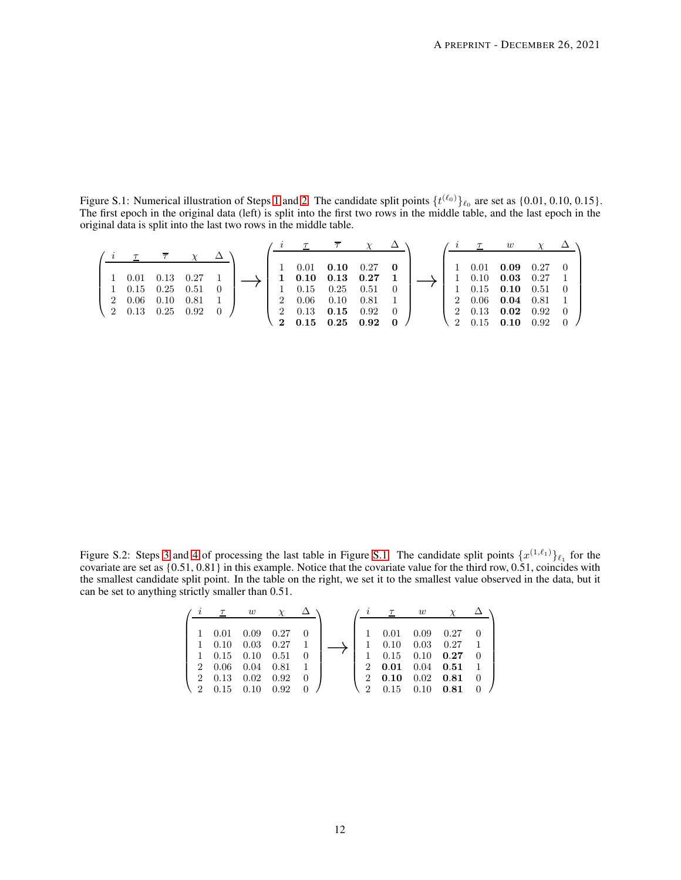Figure S.1: Numerical illustration of Steps 1 and 2. The candidate split points $\{t^{(\ell_0)}\}_{\ell_0}$ are set as {0.01, 0.10, 0.15}. The first epoch in the original data (left) is split into the first two rows in the middle table, and the last epoch in the original data is split into the last two rows in the middle table.

| $i$ | $\underline{\tau}$ | $\overline{\tau}$ | $\chi$ | $\Delta$ |
|---|---|---|---|---|
| 1 | 0.01 | 0.13 | 0.27 | 1 |
| 1 | 0.15 | 0.25 | 0.51 | 0 |
| 2 | 0.06 | 0.10 | 0.81 | 1 |
| 2 | 0.13 | 0.25 | 0.92 | 0 |

$\longrightarrow$

| $i$ | $\underline{\tau}$ | $\overline{\tau}$ | $\chi$ | $\Delta$ |
|---|---|---|---|---|
| 1 | 0.01 | **0.10** | 0.27 | **0** |
| **1** | **0.10** | **0.13** | **0.27** | **1** |
| 1 | 0.15 | 0.25 | 0.51 | 0 |
| 2 | 0.06 | 0.10 | 0.81 | 1 |
| 2 | 0.13 | **0.15** | 0.92 | 0 |
| **2** | **0.15** | **0.25** | **0.92** | **0** |

$\longrightarrow$

| $i$ | $\underline{\tau}$ | $w$ | $\chi$ | $\Delta$ |
|---|---|---|---|---|
| 1 | 0.01 | **0.09** | 0.27 | 0 |
| 1 | 0.10 | **0.03** | 0.27 | 1 |
| 1 | 0.15 | **0.10** | 0.51 | 0 |
| 2 | 0.06 | **0.04** | 0.81 | 1 |
| 2 | 0.13 | **0.02** | 0.92 | 0 |
| 2 | 0.15 | **0.10** | 0.92 | 0 |

Figure S.2: Steps 3 and 4 of processing the last table in Figure S.1. The candidate split points $\{x^{(1,\ell_1)}\}_{\ell_1}$ for the covariate are set as {0.51, 0.81} in this example. Notice that the covariate value for the third row, 0.51, coincides with the smallest candidate split point. In the table on the right, we set it to the smallest value observed in the data, but it can be set to anything strictly smaller than 0.51.

| $i$ | $\underline{\tau}$ | $w$ | $\chi$ | $\Delta$ |
|---|---|---|---|---|
| 1 | 0.01 | 0.09 | 0.27 | 0 |
| 1 | 0.10 | 0.03 | 0.27 | 1 |
| 1 | 0.15 | 0.10 | 0.51 | 0 |
| 2 | 0.06 | 0.04 | 0.81 | 1 |
| 2 | 0.13 | 0.02 | 0.92 | 0 |
| 2 | 0.15 | 0.10 | 0.92 | 0 |

$\longrightarrow$

| $i$ | $\underline{\tau}$ | $w$ | $\chi$ | $\Delta$ |
|---|---|---|---|---|
| 1 | 0.01 | 0.09 | 0.27 | 0 |
| 1 | 0.10 | 0.03 | 0.27 | 1 |
| 1 | 0.15 | 0.10 | **0.27** | 0 |
| 2 | **0.01** | 0.04 | **0.51** | 1 |
| 2 | **0.10** | 0.02 | **0.81** | 0 |
| 2 | 0.15 | 0.10 | **0.81** | 0 |